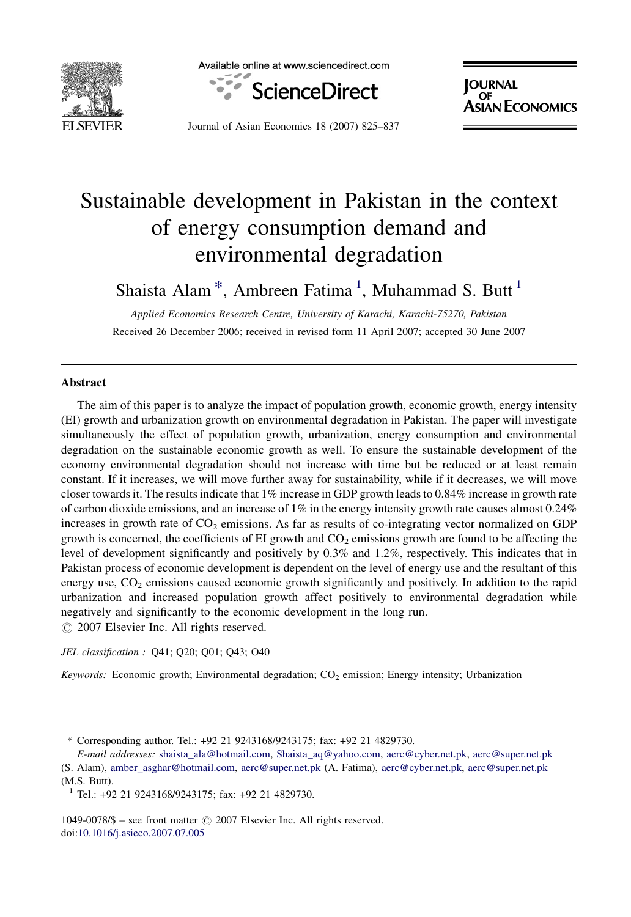# Sustainable development in Pakistan in the context of energy consumption demand and environmental degradation

Shaista Alam *, Ambreen Fatima [1], Muhammad S. Butt [1]

*Applied Economics Research Centre, University of Karachi, Karachi-75270, Pakistan*

Received 26 December 2006; received in revised form 11 April 2007; accepted 30 June 2007

## Abstract

The aim of this paper is to analyze the impact of population growth, economic growth, energy intensity (EI) growth and urbanization growth on environmental degradation in Pakistan. The paper will investigate simultaneously the effect of population growth, urbanization, energy consumption and environmental degradation on the sustainable economic growth as well. To ensure the sustainable development of the economy environmental degradation should not increase with time but be reduced or at least remain constant. If it increases, we will move further away for sustainability, while if it decreases, we will move closer towards it. The results indicate that 1% increase in GDP growth leads to 0.84% increase in growth rate of carbon dioxide emissions, and an increase of 1% in the energy intensity growth rate causes almost 0.24% increases in growth rate of $CO_2$ emissions. As far as results of co-integrating vector normalized on GDP growth is concerned, the coefficients of EI growth and $CO_2$ emissions growth are found to be affecting the level of development significantly and positively by 0.3% and 1.2%, respectively. This indicates that in Pakistan process of economic development is dependent on the level of energy use and the resultant of this energy use, $CO_2$ emissions caused economic growth significantly and positively. In addition to the rapid urbanization and increased population growth affect positively to environmental degradation while negatively and significantly to the economic development in the long run.

© 2007 Elsevier Inc. All rights reserved.

*JEL classification :* Q41; Q20; Q01; Q43; O40

*Keywords:* Economic growth; Environmental degradation; $CO_2$ emission; Energy intensity; Urbanization

\* Corresponding author. Tel.: +92 21 9243168/9243175; fax: +92 21 4829730.

*E-mail addresses:* shaista_ala@hotmail.com, Shaista_aq@yahoo.com, aerc@cyber.net.pk, aerc@super.net.pk (S. Alam), amber_asghar@hotmail.com, aerc@super.net.pk (A. Fatima), aerc@cyber.net.pk, aerc@super.net.pk (M.S. Butt).

[1] Tel.: +92 21 9243168/9243175; fax: +92 21 4829730.

1049-0078/$ – see front matter © 2007 Elsevier Inc. All rights reserved.
doi:10.1016/j.asieco.2007.07.005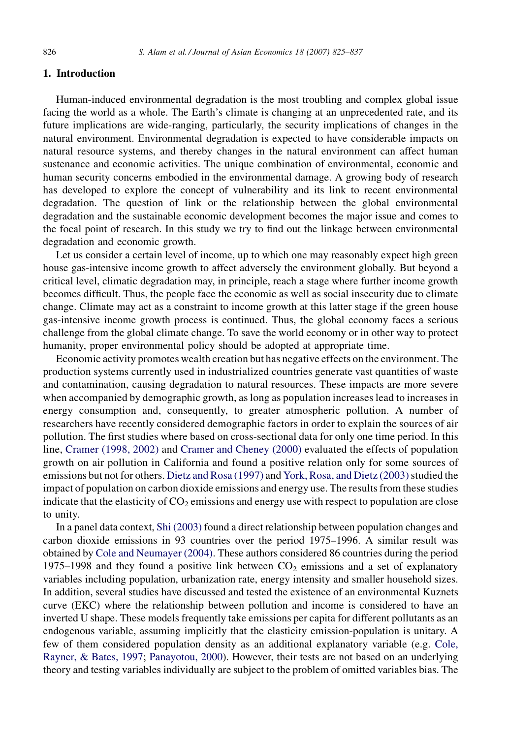## 1. Introduction

Human-induced environmental degradation is the most troubling and complex global issue facing the world as a whole. The Earth's climate is changing at an unprecedented rate, and its future implications are wide-ranging, particularly, the security implications of changes in the natural environment. Environmental degradation is expected to have considerable impacts on natural resource systems, and thereby changes in the natural environment can affect human sustenance and economic activities. The unique combination of environmental, economic and human security concerns embodied in the environmental damage. A growing body of research has developed to explore the concept of vulnerability and its link to recent environmental degradation. The question of link or the relationship between the global environmental degradation and the sustainable economic development becomes the major issue and comes to the focal point of research. In this study we try to find out the linkage between environmental degradation and economic growth.

Let us consider a certain level of income, up to which one may reasonably expect high green house gas-intensive income growth to affect adversely the environment globally. But beyond a critical level, climatic degradation may, in principle, reach a stage where further income growth becomes difficult. Thus, the people face the economic as well as social insecurity due to climate change. Climate may act as a constraint to income growth at this latter stage if the green house gas-intensive income growth process is continued. Thus, the global economy faces a serious challenge from the global climate change. To save the world economy or in other way to protect humanity, proper environmental policy should be adopted at appropriate time.

Economic activity promotes wealth creation but has negative effects on the environment. The production systems currently used in industrialized countries generate vast quantities of waste and contamination, causing degradation to natural resources. These impacts are more severe when accompanied by demographic growth, as long as population increases lead to increases in energy consumption and, consequently, to greater atmospheric pollution. A number of researchers have recently considered demographic factors in order to explain the sources of air pollution. The first studies where based on cross-sectional data for only one time period. In this line, Cramer (1998, 2002) and Cramer and Cheney (2000) evaluated the effects of population growth on air pollution in California and found a positive relation only for some sources of emissions but not for others. Dietz and Rosa (1997) and York, Rosa, and Dietz (2003) studied the impact of population on carbon dioxide emissions and energy use. The results from these studies indicate that the elasticity of $CO_2$ emissions and energy use with respect to population are close to unity.

In a panel data context, Shi (2003) found a direct relationship between population changes and carbon dioxide emissions in 93 countries over the period 1975–1996. A similar result was obtained by Cole and Neumayer (2004). These authors considered 86 countries during the period 1975–1998 and they found a positive link between $CO_2$ emissions and a set of explanatory variables including population, urbanization rate, energy intensity and smaller household sizes. In addition, several studies have discussed and tested the existence of an environmental Kuznets curve (EKC) where the relationship between pollution and income is considered to have an inverted U shape. These models frequently take emissions per capita for different pollutants as an endogenous variable, assuming implicitly that the elasticity emission-population is unitary. A few of them considered population density as an additional explanatory variable (e.g. Cole, Rayner, & Bates, 1997; Panayotou, 2000). However, their tests are not based on an underlying theory and testing variables individually are subject to the problem of omitted variables bias. The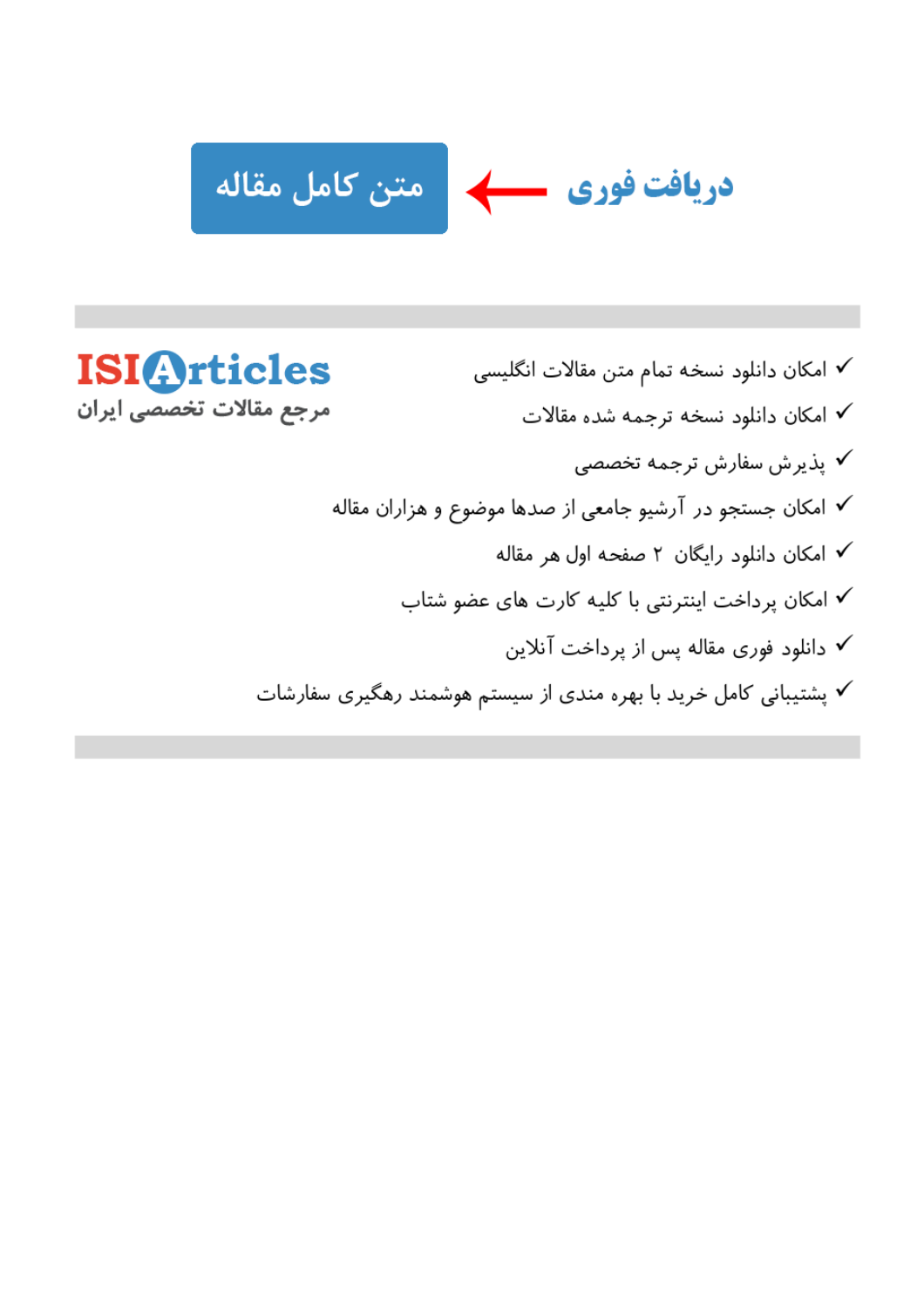دریافت فوری ← **متن کامل مقاله**

**ISIArticles**
مرجع مقالات تخصصی ایران

- ✓ امکان دانلود نسخه تمام متن مقالات انگلیسی
- ✓ امکان دانلود نسخه ترجمه شده مقالات
- ✓ پذیرش سفارش ترجمه تخصصی
- ✓ امکان جستجو در آرشیو جامعی از صدها موضوع و هزاران مقاله
- ✓ امکان دانلود رایگان ۲ صفحه اول هر مقاله
- ✓ امکان پرداخت اینترنتی با کلیه کارت های عضو شتاب
- ✓ دانلود فوری مقاله پس از پرداخت آنلاین
- ✓ پشتیبانی کامل خرید با بهره مندی از سیستم هوشمند رهگیری سفارشات